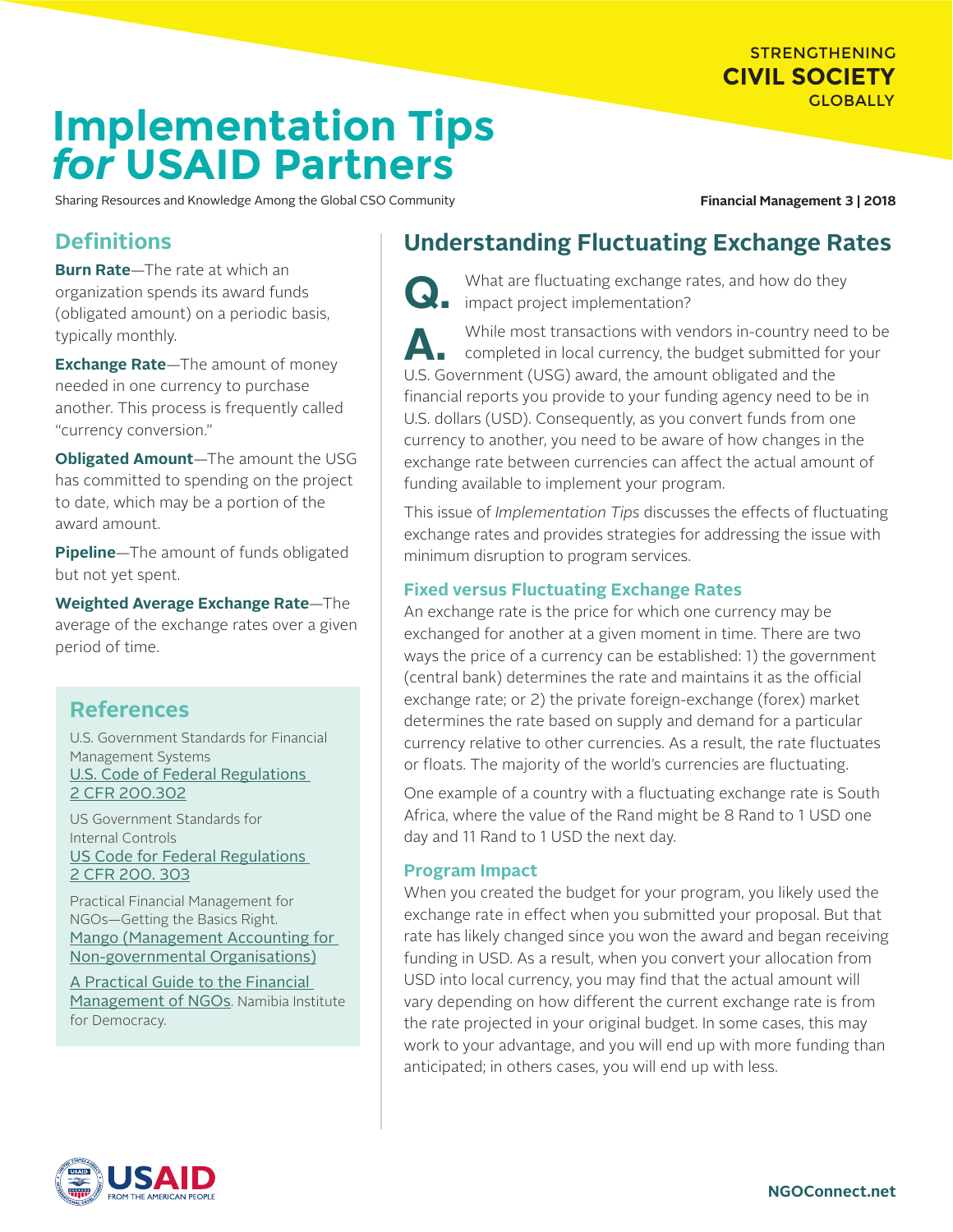STRENGTHENING **CIVIL SOCIETY** GLOBALLY

# Implementation Tips *for* USAID Partners

Sharing Resources and Knowledge Among the Global CSO Community

**Financial Management 3 | 2018**

## Definitions

**Burn Rate**—The rate at which an organization spends its award funds (obligated amount) on a periodic basis, typically monthly.

**Exchange Rate**—The amount of money needed in one currency to purchase another. This process is frequently called "currency conversion."

**Obligated Amount**—The amount the USG has committed to spending on the project to date, which may be a portion of the award amount.

**Pipeline**—The amount of funds obligated but not yet spent.

**Weighted Average Exchange Rate**—The average of the exchange rates over a given period of time.

## References

U.S. Government Standards for Financial Management Systems
U.S. Code of Federal Regulations 2 CFR 200.302

US Government Standards for Internal Controls
US Code for Federal Regulations 2 CFR 200. 303

Practical Financial Management for NGOs—Getting the Basics Right.
Mango (Management Accounting for Non-governmental Organisations)

A Practical Guide to the Financial Management of NGOs. Namibia Institute for Democracy.

## Understanding Fluctuating Exchange Rates

**Q.** What are fluctuating exchange rates, and how do they impact project implementation?

**A.** While most transactions with vendors in-country need to be completed in local currency, the budget submitted for your U.S. Government (USG) award, the amount obligated and the financial reports you provide to your funding agency need to be in U.S. dollars (USD). Consequently, as you convert funds from one currency to another, you need to be aware of how changes in the exchange rate between currencies can affect the actual amount of funding available to implement your program.

This issue of *Implementation Tips* discusses the effects of fluctuating exchange rates and provides strategies for addressing the issue with minimum disruption to program services.

### Fixed versus Fluctuating Exchange Rates

An exchange rate is the price for which one currency may be exchanged for another at a given moment in time. There are two ways the price of a currency can be established: 1) the government (central bank) determines the rate and maintains it as the official exchange rate; or 2) the private foreign-exchange (forex) market determines the rate based on supply and demand for a particular currency relative to other currencies. As a result, the rate fluctuates or floats. The majority of the world's currencies are fluctuating.

One example of a country with a fluctuating exchange rate is South Africa, where the value of the Rand might be 8 Rand to 1 USD one day and 11 Rand to 1 USD the next day.

### Program Impact

When you created the budget for your program, you likely used the exchange rate in effect when you submitted your proposal. But that rate has likely changed since you won the award and began receiving funding in USD. As a result, when you convert your allocation from USD into local currency, you may find that the actual amount will vary depending on how different the current exchange rate is from the rate projected in your original budget. In some cases, this may work to your advantage, and you will end up with more funding than anticipated; in others cases, you will end up with less.

USAID FROM THE AMERICAN PEOPLE

NGOConnect.net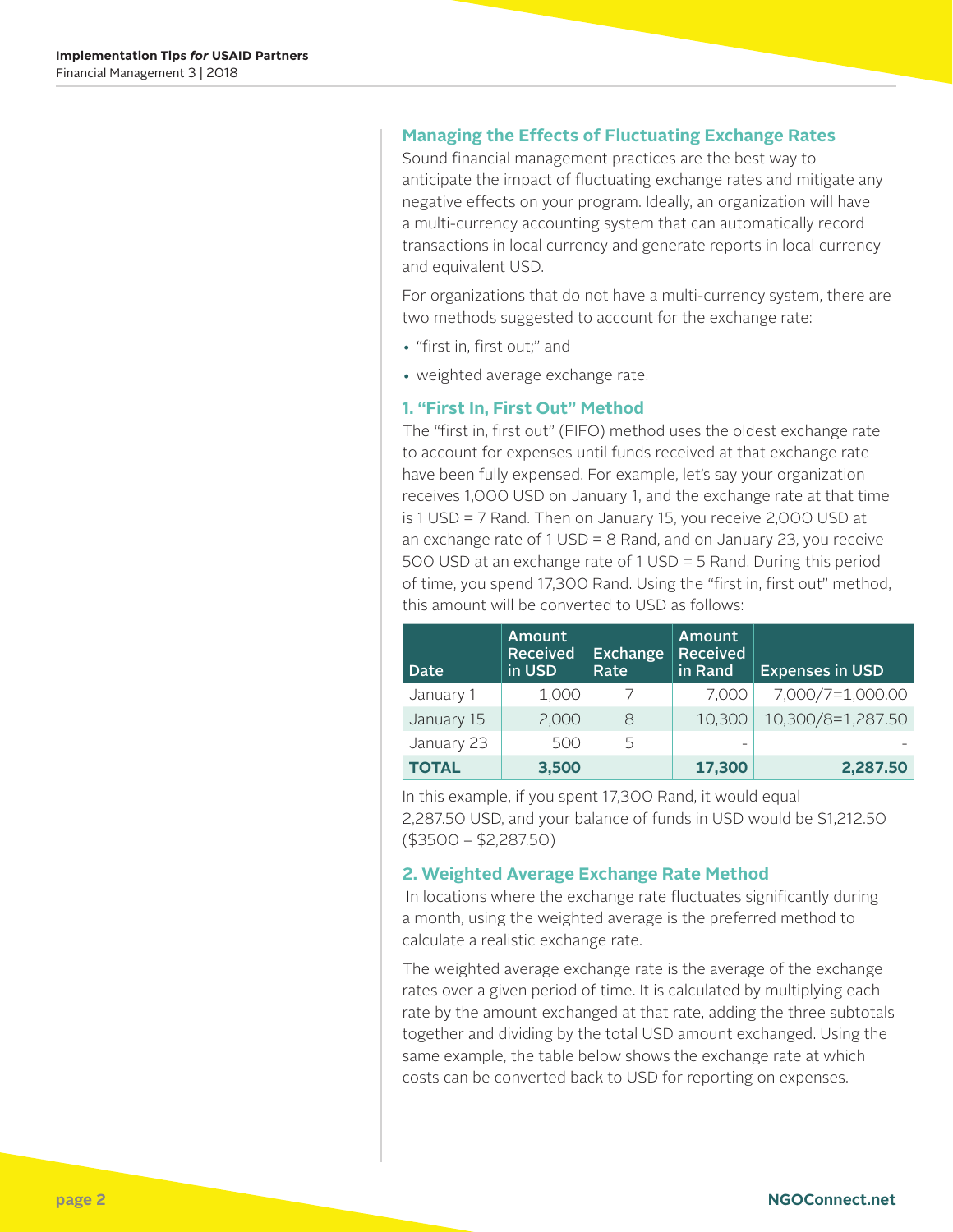## Managing the Effects of Fluctuating Exchange Rates

Sound financial management practices are the best way to anticipate the impact of fluctuating exchange rates and mitigate any negative effects on your program. Ideally, an organization will have a multi-currency accounting system that can automatically record transactions in local currency and generate reports in local currency and equivalent USD.

For organizations that do not have a multi-currency system, there are two methods suggested to account for the exchange rate:

- "first in, first out;" and
- weighted average exchange rate.

### 1. "First In, First Out" Method

The "first in, first out" (FIFO) method uses the oldest exchange rate to account for expenses until funds received at that exchange rate have been fully expensed. For example, let's say your organization receives 1,000 USD on January 1, and the exchange rate at that time is 1 USD = 7 Rand. Then on January 15, you receive 2,000 USD at an exchange rate of 1 USD = 8 Rand, and on January 23, you receive 500 USD at an exchange rate of 1 USD = 5 Rand. During this period of time, you spend 17,300 Rand. Using the "first in, first out" method, this amount will be converted to USD as follows:

| Date | Amount Received in USD | Exchange Rate | Amount Received in Rand | Expenses in USD |
|---|---|---|---|---|
| January 1 | 1,000 | 7 | 7,000 | 7,000/7=1,000.00 |
| January 15 | 2,000 | 8 | 10,300 | 10,300/8=1,287.50 |
| January 23 | 500 | 5 | - | - |
| **TOTAL** | **3,500** | | **17,300** | **2,287.50** |

In this example, if you spent 17,300 Rand, it would equal 2,287.50 USD, and your balance of funds in USD would be $1,212.50 ($3500 – $2,287.50)

### 2. Weighted Average Exchange Rate Method

In locations where the exchange rate fluctuates significantly during a month, using the weighted average is the preferred method to calculate a realistic exchange rate.

The weighted average exchange rate is the average of the exchange rates over a given period of time. It is calculated by multiplying each rate by the amount exchanged at that rate, adding the three subtotals together and dividing by the total USD amount exchanged. Using the same example, the table below shows the exchange rate at which costs can be converted back to USD for reporting on expenses.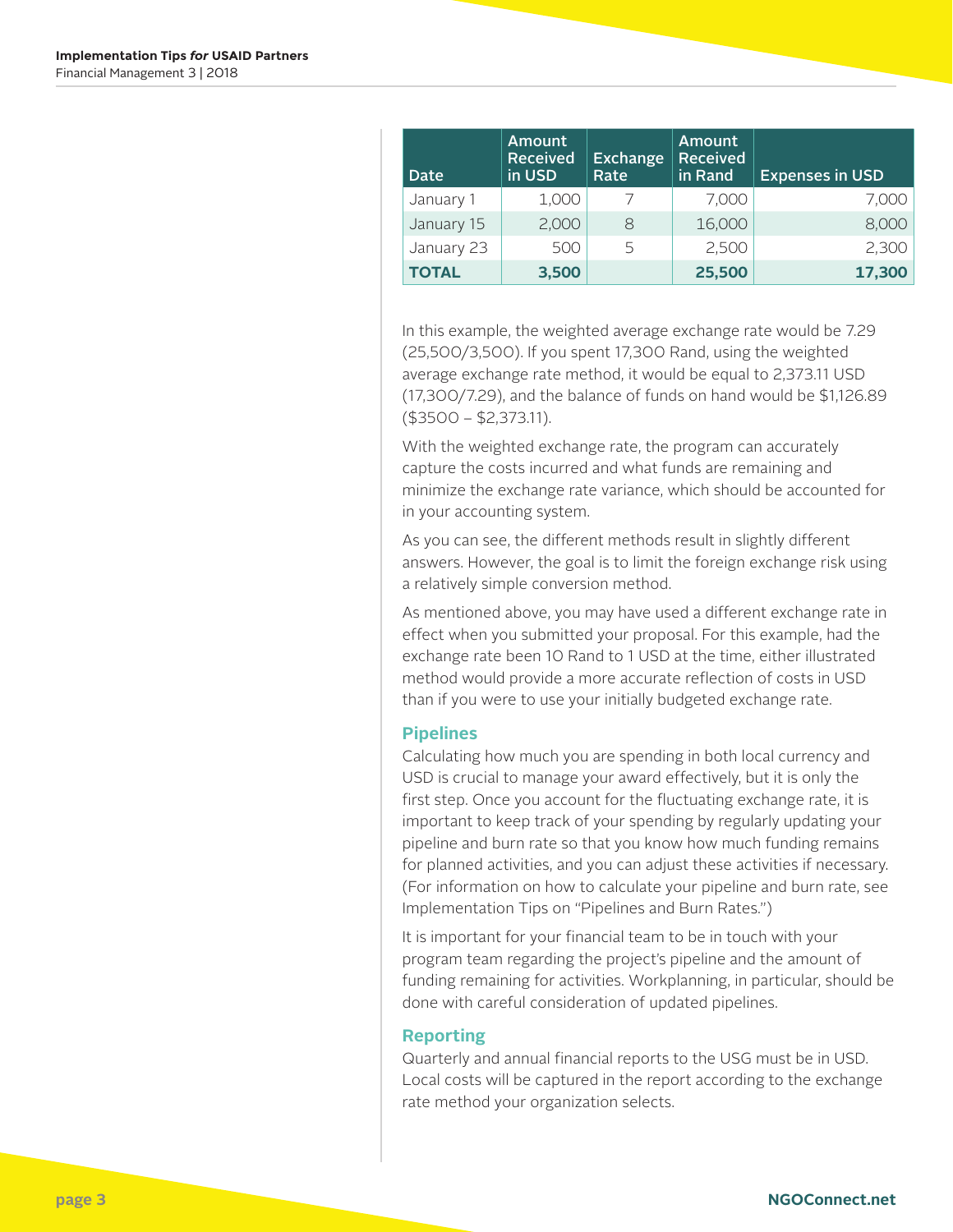| Date | Amount Received in USD | Exchange Rate | Amount Received in Rand | Expenses in USD |
|---|---|---|---|---|
| January 1 | 1,000 | 7 | 7,000 | 7,000 |
| January 15 | 2,000 | 8 | 16,000 | 8,000 |
| January 23 | 500 | 5 | 2,500 | 2,300 |
| **TOTAL** | **3,500** | | **25,500** | **17,300** |

In this example, the weighted average exchange rate would be 7.29 (25,500/3,500). If you spent 17,300 Rand, using the weighted average exchange rate method, it would be equal to 2,373.11 USD (17,300/7.29), and the balance of funds on hand would be $1,126.89 ($3500 – $2,373.11).

With the weighted exchange rate, the program can accurately capture the costs incurred and what funds are remaining and minimize the exchange rate variance, which should be accounted for in your accounting system.

As you can see, the different methods result in slightly different answers. However, the goal is to limit the foreign exchange risk using a relatively simple conversion method.

As mentioned above, you may have used a different exchange rate in effect when you submitted your proposal. For this example, had the exchange rate been 10 Rand to 1 USD at the time, either illustrated method would provide a more accurate reflection of costs in USD than if you were to use your initially budgeted exchange rate.

### Pipelines

Calculating how much you are spending in both local currency and USD is crucial to manage your award effectively, but it is only the first step. Once you account for the fluctuating exchange rate, it is important to keep track of your spending by regularly updating your pipeline and burn rate so that you know how much funding remains for planned activities, and you can adjust these activities if necessary. (For information on how to calculate your pipeline and burn rate, see Implementation Tips on "Pipelines and Burn Rates.")

It is important for your financial team to be in touch with your program team regarding the project's pipeline and the amount of funding remaining for activities. Workplanning, in particular, should be done with careful consideration of updated pipelines.

### Reporting

Quarterly and annual financial reports to the USG must be in USD. Local costs will be captured in the report according to the exchange rate method your organization selects.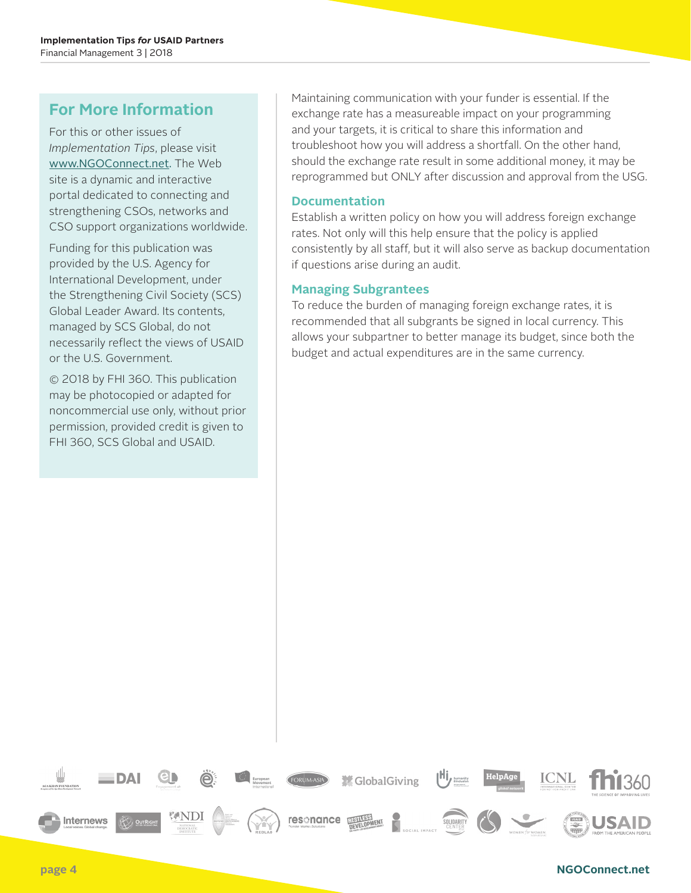## For More Information

For this or other issues of *Implementation Tips*, please visit www.NGOConnect.net. The Web site is a dynamic and interactive portal dedicated to connecting and strengthening CSOs, networks and CSO support organizations worldwide.

Funding for this publication was provided by the U.S. Agency for International Development, under the Strengthening Civil Society (SCS) Global Leader Award. Its contents, managed by SCS Global, do not necessarily reflect the views of USAID or the U.S. Government.

© 2018 by FHI 360. This publication may be photocopied or adapted for noncommercial use only, without prior permission, provided credit is given to FHI 360, SCS Global and USAID.

Maintaining communication with your funder is essential. If the exchange rate has a measureable impact on your programming and your targets, it is critical to share this information and troubleshoot how you will address a shortfall. On the other hand, should the exchange rate result in some additional money, it may be reprogrammed but ONLY after discussion and approval from the USG.

### Documentation

Establish a written policy on how you will address foreign exchange rates. Not only will this help ensure that the policy is applied consistently by all staff, but it will also serve as backup documentation if questions arise during an audit.

### Managing Subgrantees

To reduce the burden of managing foreign exchange rates, it is recommended that all subgrants be signed in local currency. This allows your subpartner to better manage its budget, since both the budget and actual expenditures are in the same currency.